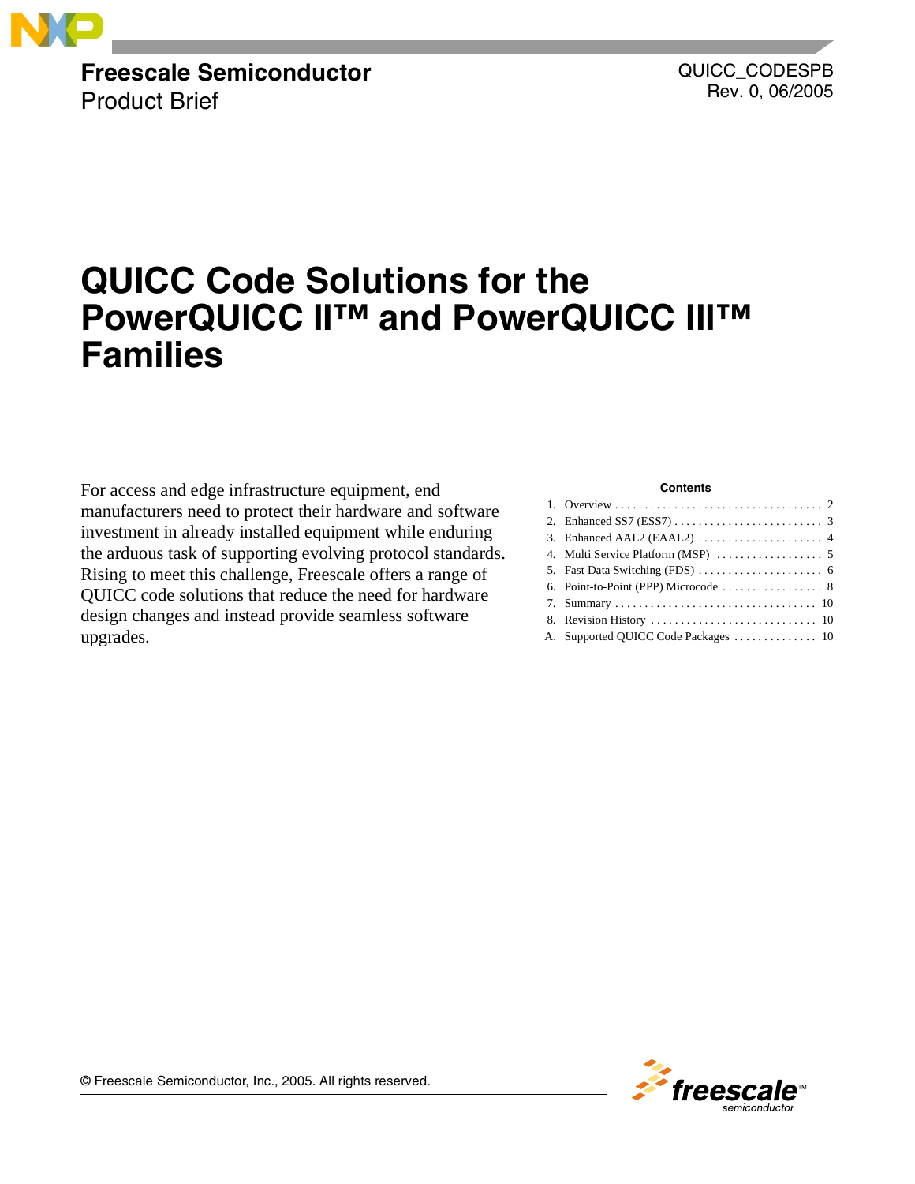**Freescale Semiconductor**
Product Brief

QUICC_CODESPB
Rev. 0, 06/2005

# QUICC Code Solutions for the PowerQUICC II™ and PowerQUICC III™ Families

For access and edge infrastructure equipment, end manufacturers need to protect their hardware and software investment in already installed equipment while enduring the arduous task of supporting evolving protocol standards. Rising to meet this challenge, Freescale offers a range of QUICC code solutions that reduce the need for hardware design changes and instead provide seamless software upgrades.

**Contents**

1. Overview . . . . . . . . . . . . . . . . . . . . . . . . . . . . . . . . . . . 2
2. Enhanced SS7 (ESS7) . . . . . . . . . . . . . . . . . . . . . . . . . 3
3. Enhanced AAL2 (EAAL2) . . . . . . . . . . . . . . . . . . . . . 4
4. Multi Service Platform (MSP) . . . . . . . . . . . . . . . . . . 5
5. Fast Data Switching (FDS) . . . . . . . . . . . . . . . . . . . . . 6
6. Point-to-Point (PPP) Microcode . . . . . . . . . . . . . . . . . 8
7. Summary . . . . . . . . . . . . . . . . . . . . . . . . . . . . . . . . . . 10
8. Revision History . . . . . . . . . . . . . . . . . . . . . . . . . . . . 10

A. Supported QUICC Code Packages . . . . . . . . . . . . . . 10

© Freescale Semiconductor, Inc., 2005. All rights reserved.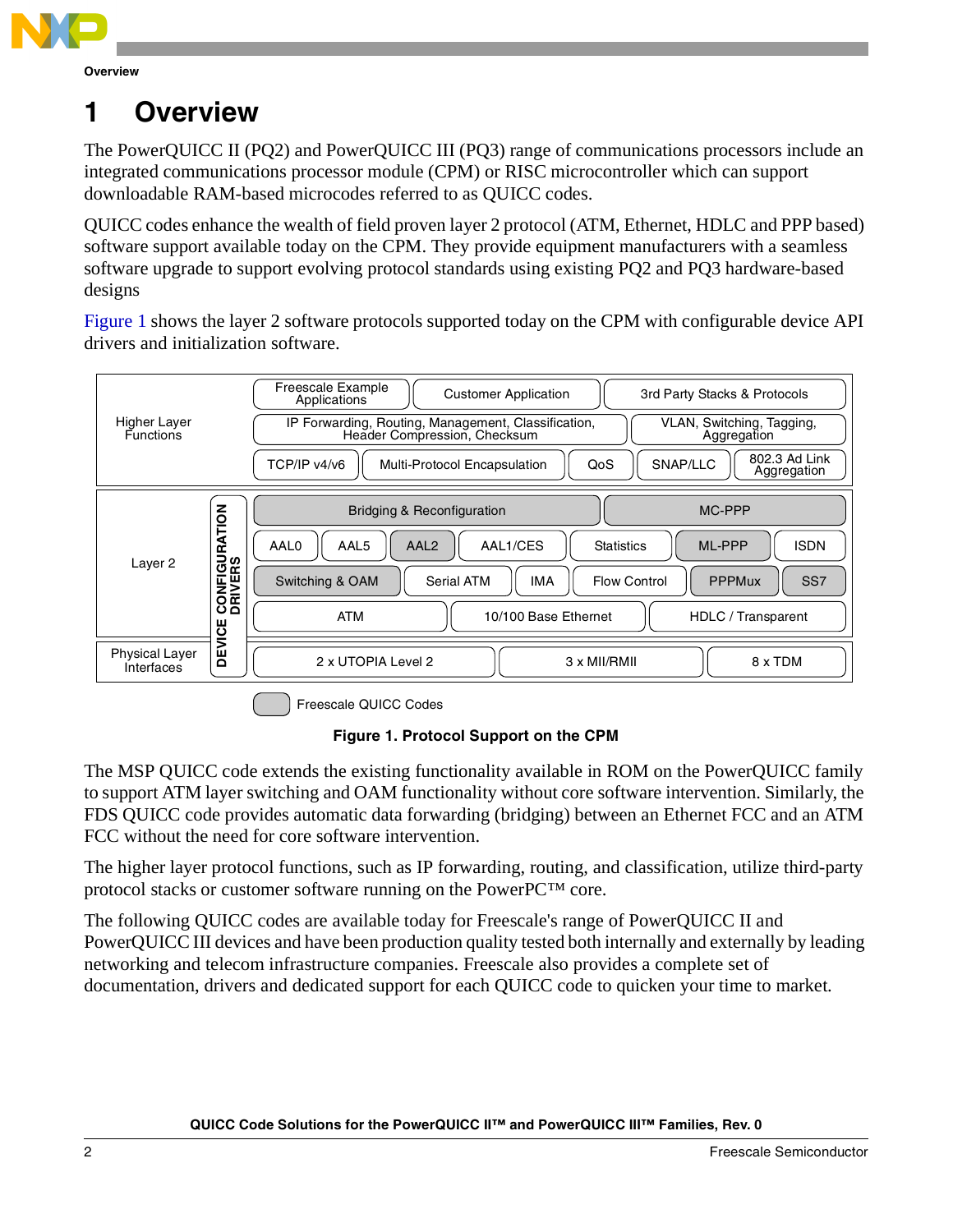# 1 Overview

The PowerQUICC II (PQ2) and PowerQUICC III (PQ3) range of communications processors include an integrated communications processor module (CPM) or RISC microcontroller which can support downloadable RAM-based microcodes referred to as QUICC codes.

QUICC codes enhance the wealth of field proven layer 2 protocol (ATM, Ethernet, HDLC and PPP based) software support available today on the CPM. They provide equipment manufacturers with a seamless software upgrade to support evolving protocol standards using existing PQ2 and PQ3 hardware-based designs

Figure 1 shows the layer 2 software protocols supported today on the CPM with configurable device API drivers and initialization software.

| Layer | Components |
| --- | --- |
| Higher Layer Functions | Freescale Example Applications; Customer Application; 3rd Party Stacks & Protocols |
| | IP Forwarding, Routing, Management, Classification, Header Compression, Checksum; VLAN, Switching, Tagging, Aggregation |
| | TCP/IP v4/v6; Multi-Protocol Encapsulation; QoS; SNAP/LLC; 802.3 Ad Link Aggregation |
| Layer 2 (with Device Configuration Drivers) | Bridging & Reconfiguration*; MC-PPP* |
| | AAL0; AAL5; AAL2*; AAL1/CES; Statistics; ML-PPP*; ISDN |
| | Switching & OAM*; Serial ATM; IMA; Flow Control; PPPMux*; SS7* |
| | ATM; 10/100 Base Ethernet; HDLC / Transparent |
| Physical Layer Interfaces | 2 x UTOPIA Level 2; 3 x MII/RMII; 8 x TDM |

\* Freescale QUICC Codes

**Figure 1. Protocol Support on the CPM**

The MSP QUICC code extends the existing functionality available in ROM on the PowerQUICC family to support ATM layer switching and OAM functionality without core software intervention. Similarly, the FDS QUICC code provides automatic data forwarding (bridging) between an Ethernet FCC and an ATM FCC without the need for core software intervention.

The higher layer protocol functions, such as IP forwarding, routing, and classification, utilize third-party protocol stacks or customer software running on the PowerPC™ core.

The following QUICC codes are available today for Freescale's range of PowerQUICC II and PowerQUICC III devices and have been production quality tested both internally and externally by leading networking and telecom infrastructure companies. Freescale also provides a complete set of documentation, drivers and dedicated support for each QUICC code to quicken your time to market.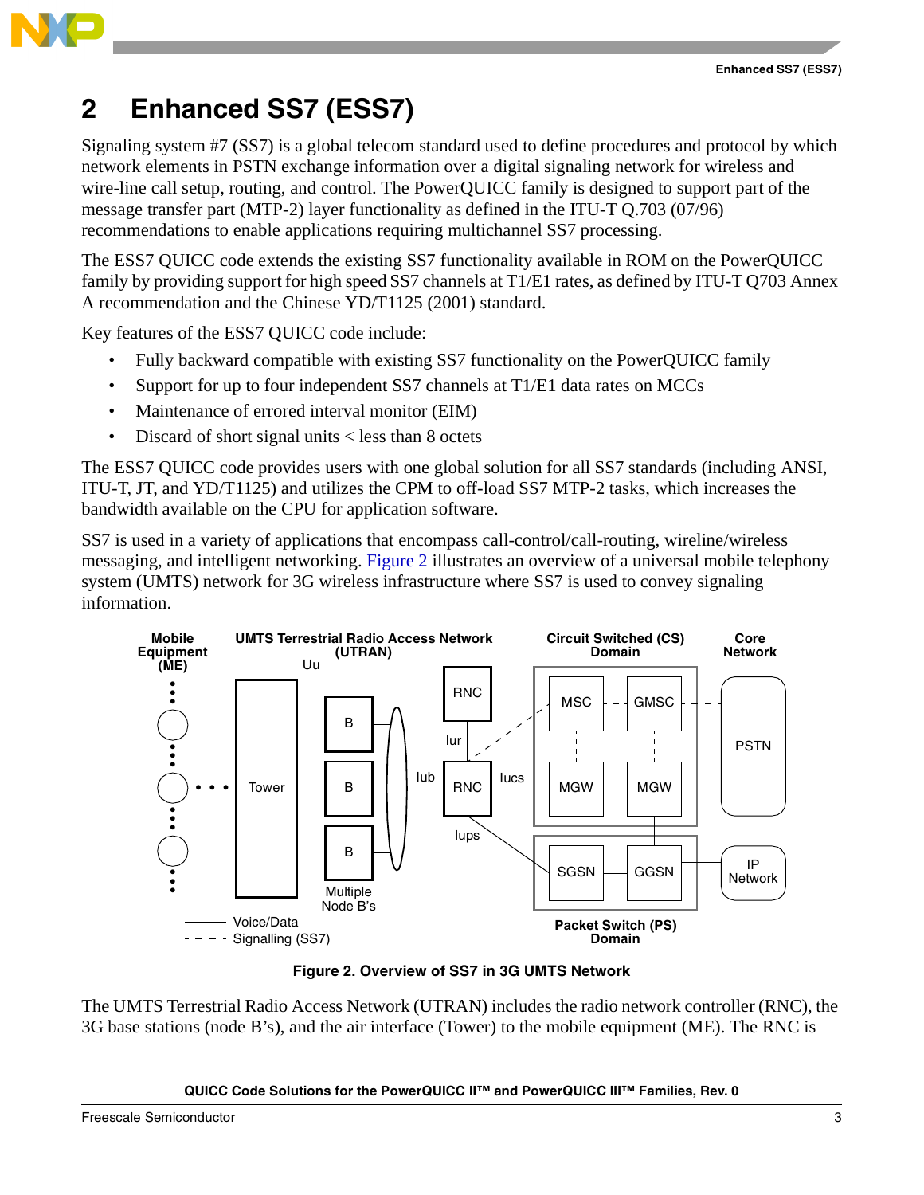## 2 Enhanced SS7 (ESS7)

Signaling system #7 (SS7) is a global telecom standard used to define procedures and protocol by which network elements in PSTN exchange information over a digital signaling network for wireless and wire-line call setup, routing, and control. The PowerQUICC family is designed to support part of the message transfer part (MTP-2) layer functionality as defined in the ITU-T Q.703 (07/96) recommendations to enable applications requiring multichannel SS7 processing.

The ESS7 QUICC code extends the existing SS7 functionality available in ROM on the PowerQUICC family by providing support for high speed SS7 channels at T1/E1 rates, as defined by ITU-T Q703 Annex A recommendation and the Chinese YD/T1125 (2001) standard.

Key features of the ESS7 QUICC code include:

- Fully backward compatible with existing SS7 functionality on the PowerQUICC family
- Support for up to four independent SS7 channels at T1/E1 data rates on MCCs
- Maintenance of errored interval monitor (EIM)
- Discard of short signal units < less than 8 octets

The ESS7 QUICC code provides users with one global solution for all SS7 standards (including ANSI, ITU-T, JT, and YD/T1125) and utilizes the CPM to off-load SS7 MTP-2 tasks, which increases the bandwidth available on the CPU for application software.

SS7 is used in a variety of applications that encompass call-control/call-routing, wireline/wireless messaging, and intelligent networking. Figure 2 illustrates an overview of a universal mobile telephony system (UMTS) network for 3G wireless infrastructure where SS7 is used to convey signaling information.

**Figure 2. Overview of SS7 in 3G UMTS Network**

The UMTS Terrestrial Radio Access Network (UTRAN) includes the radio network controller (RNC), the 3G base stations (node B's), and the air interface (Tower) to the mobile equipment (ME). The RNC is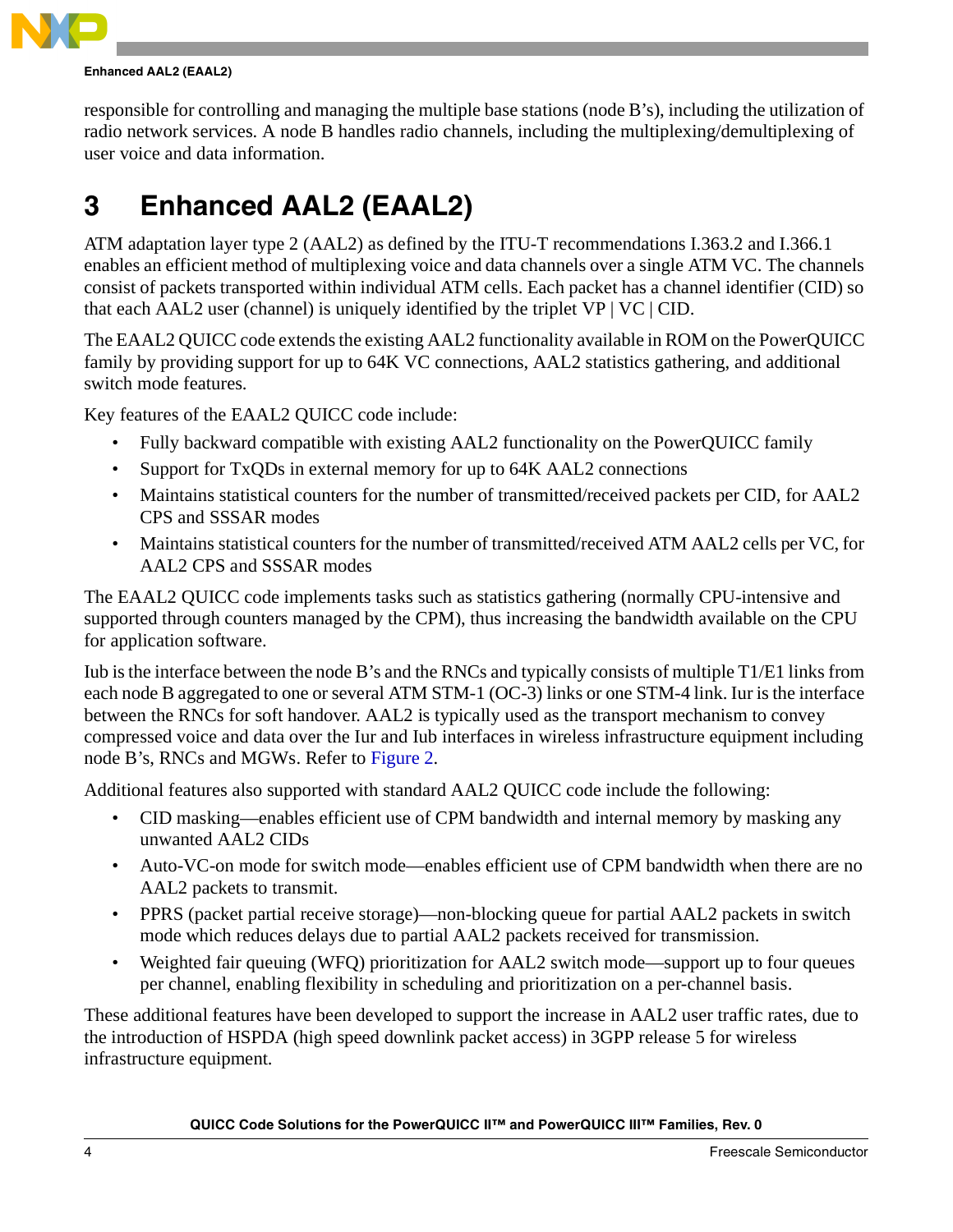responsible for controlling and managing the multiple base stations (node B's), including the utilization of radio network services. A node B handles radio channels, including the multiplexing/demultiplexing of user voice and data information.

# 3 Enhanced AAL2 (EAAL2)

ATM adaptation layer type 2 (AAL2) as defined by the ITU-T recommendations I.363.2 and I.366.1 enables an efficient method of multiplexing voice and data channels over a single ATM VC. The channels consist of packets transported within individual ATM cells. Each packet has a channel identifier (CID) so that each AAL2 user (channel) is uniquely identified by the triplet VP | VC | CID.

The EAAL2 QUICC code extends the existing AAL2 functionality available in ROM on the PowerQUICC family by providing support for up to 64K VC connections, AAL2 statistics gathering, and additional switch mode features.

Key features of the EAAL2 QUICC code include:

- Fully backward compatible with existing AAL2 functionality on the PowerQUICC family
- Support for TxQDs in external memory for up to 64K AAL2 connections
- Maintains statistical counters for the number of transmitted/received packets per CID, for AAL2 CPS and SSSAR modes
- Maintains statistical counters for the number of transmitted/received ATM AAL2 cells per VC, for AAL2 CPS and SSSAR modes

The EAAL2 QUICC code implements tasks such as statistics gathering (normally CPU-intensive and supported through counters managed by the CPM), thus increasing the bandwidth available on the CPU for application software.

Iub is the interface between the node B's and the RNCs and typically consists of multiple T1/E1 links from each node B aggregated to one or several ATM STM-1 (OC-3) links or one STM-4 link. Iur is the interface between the RNCs for soft handover. AAL2 is typically used as the transport mechanism to convey compressed voice and data over the Iur and Iub interfaces in wireless infrastructure equipment including node B's, RNCs and MGWs. Refer to Figure 2.

Additional features also supported with standard AAL2 QUICC code include the following:

- CID masking—enables efficient use of CPM bandwidth and internal memory by masking any unwanted AAL2 CIDs
- Auto-VC-on mode for switch mode—enables efficient use of CPM bandwidth when there are no AAL2 packets to transmit.
- PPRS (packet partial receive storage)—non-blocking queue for partial AAL2 packets in switch mode which reduces delays due to partial AAL2 packets received for transmission.
- Weighted fair queuing (WFQ) prioritization for AAL2 switch mode—support up to four queues per channel, enabling flexibility in scheduling and prioritization on a per-channel basis.

These additional features have been developed to support the increase in AAL2 user traffic rates, due to the introduction of HSPDA (high speed downlink packet access) in 3GPP release 5 for wireless infrastructure equipment.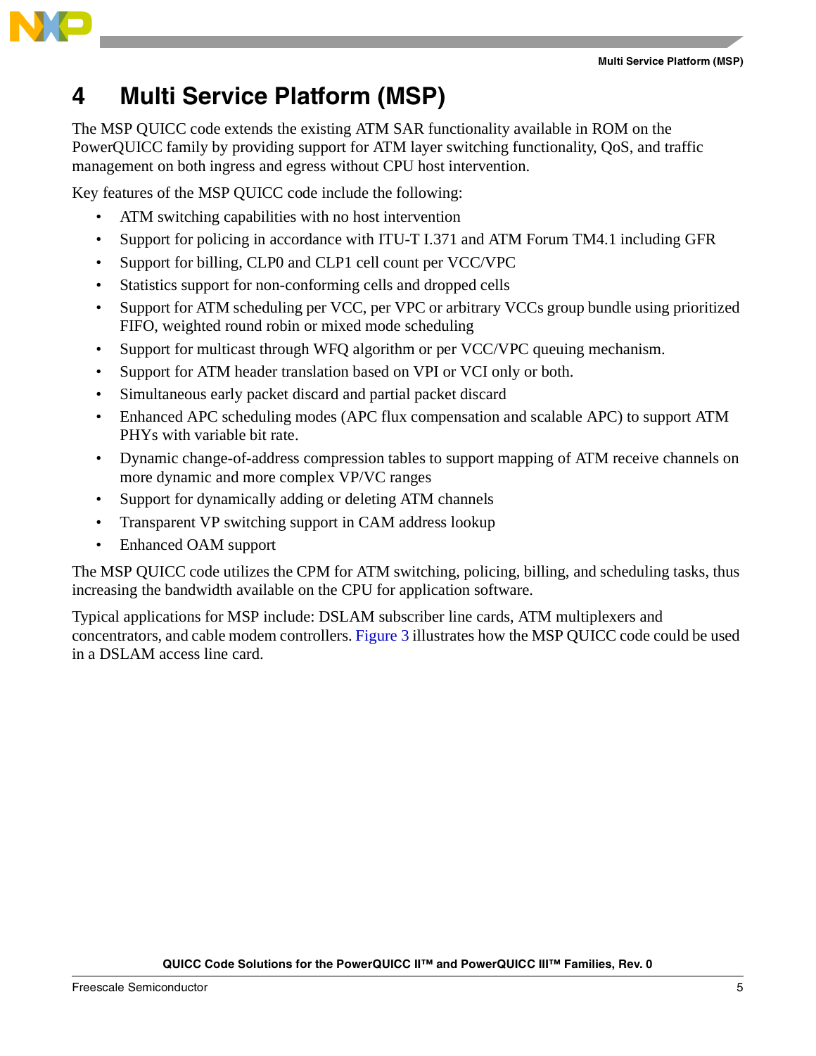# 4 Multi Service Platform (MSP)

The MSP QUICC code extends the existing ATM SAR functionality available in ROM on the PowerQUICC family by providing support for ATM layer switching functionality, QoS, and traffic management on both ingress and egress without CPU host intervention.

Key features of the MSP QUICC code include the following:

- ATM switching capabilities with no host intervention
- Support for policing in accordance with ITU-T I.371 and ATM Forum TM4.1 including GFR
- Support for billing, CLP0 and CLP1 cell count per VCC/VPC
- Statistics support for non-conforming cells and dropped cells
- Support for ATM scheduling per VCC, per VPC or arbitrary VCCs group bundle using prioritized FIFO, weighted round robin or mixed mode scheduling
- Support for multicast through WFQ algorithm or per VCC/VPC queuing mechanism.
- Support for ATM header translation based on VPI or VCI only or both.
- Simultaneous early packet discard and partial packet discard
- Enhanced APC scheduling modes (APC flux compensation and scalable APC) to support ATM PHYs with variable bit rate.
- Dynamic change-of-address compression tables to support mapping of ATM receive channels on more dynamic and more complex VP/VC ranges
- Support for dynamically adding or deleting ATM channels
- Transparent VP switching support in CAM address lookup
- Enhanced OAM support

The MSP QUICC code utilizes the CPM for ATM switching, policing, billing, and scheduling tasks, thus increasing the bandwidth available on the CPU for application software.

Typical applications for MSP include: DSLAM subscriber line cards, ATM multiplexers and concentrators, and cable modem controllers. Figure 3 illustrates how the MSP QUICC code could be used in a DSLAM access line card.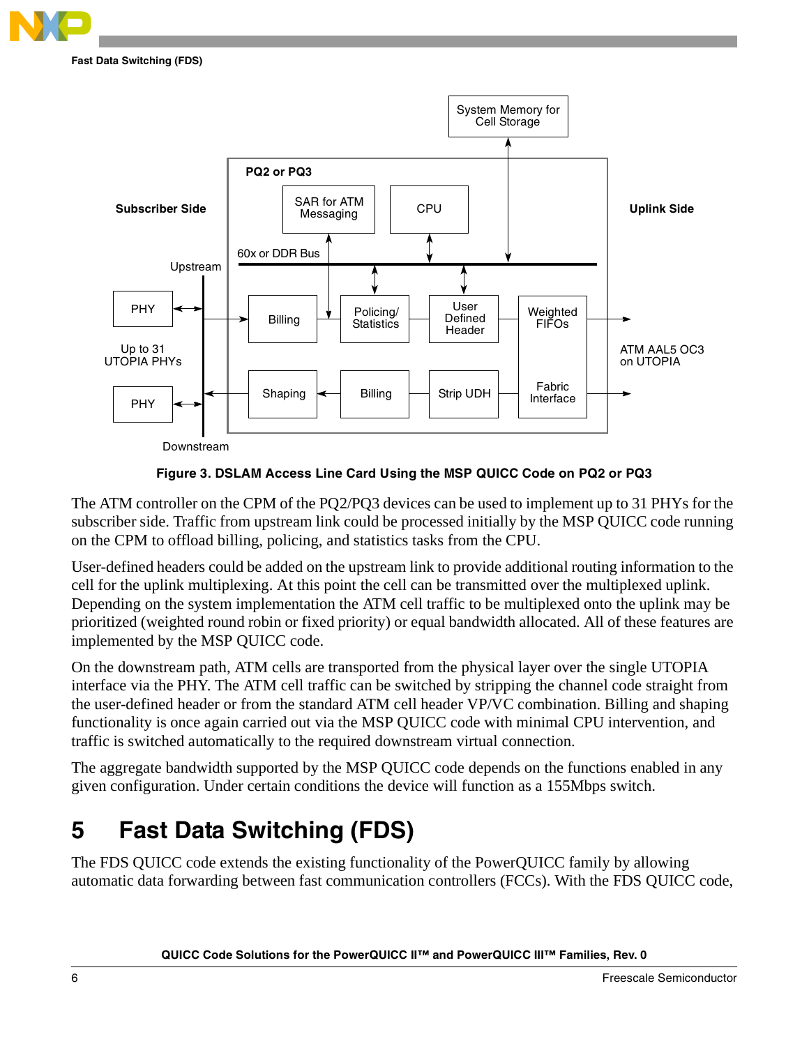Figure 3. DSLAM Access Line Card Using the MSP QUICC Code on PQ2 or PQ3

The ATM controller on the CPM of the PQ2/PQ3 devices can be used to implement up to 31 PHYs for the subscriber side. Traffic from upstream link could be processed initially by the MSP QUICC code running on the CPM to offload billing, policing, and statistics tasks from the CPU.

User-defined headers could be added on the upstream link to provide additional routing information to the cell for the uplink multiplexing. At this point the cell can be transmitted over the multiplexed uplink. Depending on the system implementation the ATM cell traffic to be multiplexed onto the uplink may be prioritized (weighted round robin or fixed priority) or equal bandwidth allocated. All of these features are implemented by the MSP QUICC code.

On the downstream path, ATM cells are transported from the physical layer over the single UTOPIA interface via the PHY. The ATM cell traffic can be switched by stripping the channel code straight from the user-defined header or from the standard ATM cell header VP/VC combination. Billing and shaping functionality is once again carried out via the MSP QUICC code with minimal CPU intervention, and traffic is switched automatically to the required downstream virtual connection.

The aggregate bandwidth supported by the MSP QUICC code depends on the functions enabled in any given configuration. Under certain conditions the device will function as a 155Mbps switch.

# 5 Fast Data Switching (FDS)

The FDS QUICC code extends the existing functionality of the PowerQUICC family by allowing automatic data forwarding between fast communication controllers (FCCs). With the FDS QUICC code,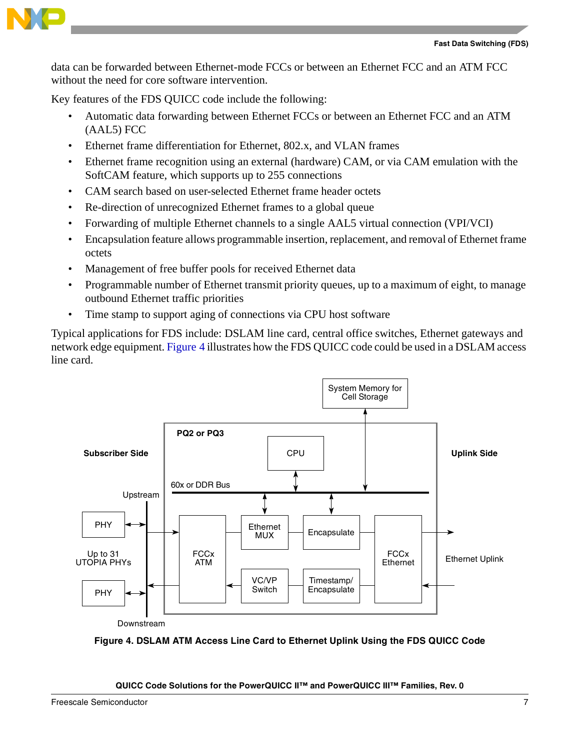data can be forwarded between Ethernet-mode FCCs or between an Ethernet FCC and an ATM FCC without the need for core software intervention.

Key features of the FDS QUICC code include the following:

- Automatic data forwarding between Ethernet FCCs or between an Ethernet FCC and an ATM (AAL5) FCC
- Ethernet frame differentiation for Ethernet, 802.x, and VLAN frames
- Ethernet frame recognition using an external (hardware) CAM, or via CAM emulation with the SoftCAM feature, which supports up to 255 connections
- CAM search based on user-selected Ethernet frame header octets
- Re-direction of unrecognized Ethernet frames to a global queue
- Forwarding of multiple Ethernet channels to a single AAL5 virtual connection (VPI/VCI)
- Encapsulation feature allows programmable insertion, replacement, and removal of Ethernet frame octets
- Management of free buffer pools for received Ethernet data
- Programmable number of Ethernet transmit priority queues, up to a maximum of eight, to manage outbound Ethernet traffic priorities
- Time stamp to support aging of connections via CPU host software

Typical applications for FDS include: DSLAM line card, central office switches, Ethernet gateways and network edge equipment. Figure 4 illustrates how the FDS QUICC code could be used in a DSLAM access line card.

System Memory for Cell Storage

PQ2 or PQ3

CPU

Subscriber Side

Uplink Side

60x or DDR Bus

Upstream

PHY

Up to 31 UTOPIA PHYs

PHY

Downstream

FCCx ATM

Ethernet MUX

Encapsulate

VC/VP Switch

Timestamp/ Encapsulate

FCCx Ethernet

Ethernet Uplink

**Figure 4. DSLAM ATM Access Line Card to Ethernet Uplink Using the FDS QUICC Code**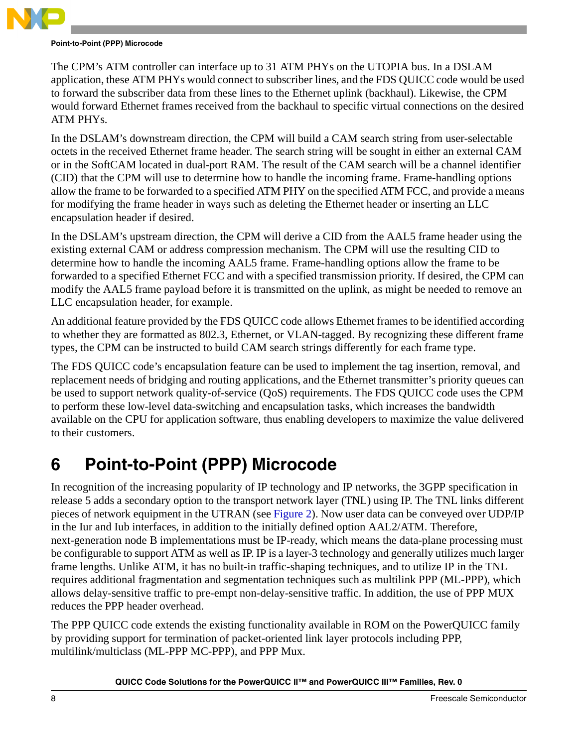The CPM's ATM controller can interface up to 31 ATM PHYs on the UTOPIA bus. In a DSLAM application, these ATM PHYs would connect to subscriber lines, and the FDS QUICC code would be used to forward the subscriber data from these lines to the Ethernet uplink (backhaul). Likewise, the CPM would forward Ethernet frames received from the backhaul to specific virtual connections on the desired ATM PHYs.

In the DSLAM's downstream direction, the CPM will build a CAM search string from user-selectable octets in the received Ethernet frame header. The search string will be sought in either an external CAM or in the SoftCAM located in dual-port RAM. The result of the CAM search will be a channel identifier (CID) that the CPM will use to determine how to handle the incoming frame. Frame-handling options allow the frame to be forwarded to a specified ATM PHY on the specified ATM FCC, and provide a means for modifying the frame header in ways such as deleting the Ethernet header or inserting an LLC encapsulation header if desired.

In the DSLAM's upstream direction, the CPM will derive a CID from the AAL5 frame header using the existing external CAM or address compression mechanism. The CPM will use the resulting CID to determine how to handle the incoming AAL5 frame. Frame-handling options allow the frame to be forwarded to a specified Ethernet FCC and with a specified transmission priority. If desired, the CPM can modify the AAL5 frame payload before it is transmitted on the uplink, as might be needed to remove an LLC encapsulation header, for example.

An additional feature provided by the FDS QUICC code allows Ethernet frames to be identified according to whether they are formatted as 802.3, Ethernet, or VLAN-tagged. By recognizing these different frame types, the CPM can be instructed to build CAM search strings differently for each frame type.

The FDS QUICC code's encapsulation feature can be used to implement the tag insertion, removal, and replacement needs of bridging and routing applications, and the Ethernet transmitter's priority queues can be used to support network quality-of-service (QoS) requirements. The FDS QUICC code uses the CPM to perform these low-level data-switching and encapsulation tasks, which increases the bandwidth available on the CPU for application software, thus enabling developers to maximize the value delivered to their customers.

# 6 Point-to-Point (PPP) Microcode

In recognition of the increasing popularity of IP technology and IP networks, the 3GPP specification in release 5 adds a secondary option to the transport network layer (TNL) using IP. The TNL links different pieces of network equipment in the UTRAN (see Figure 2). Now user data can be conveyed over UDP/IP in the Iur and Iub interfaces, in addition to the initially defined option AAL2/ATM. Therefore, next-generation node B implementations must be IP-ready, which means the data-plane processing must be configurable to support ATM as well as IP. IP is a layer-3 technology and generally utilizes much larger frame lengths. Unlike ATM, it has no built-in traffic-shaping techniques, and to utilize IP in the TNL requires additional fragmentation and segmentation techniques such as multilink PPP (ML-PPP), which allows delay-sensitive traffic to pre-empt non-delay-sensitive traffic. In addition, the use of PPP MUX reduces the PPP header overhead.

The PPP QUICC code extends the existing functionality available in ROM on the PowerQUICC family by providing support for termination of packet-oriented link layer protocols including PPP, multilink/multiclass (ML-PPP MC-PPP), and PPP Mux.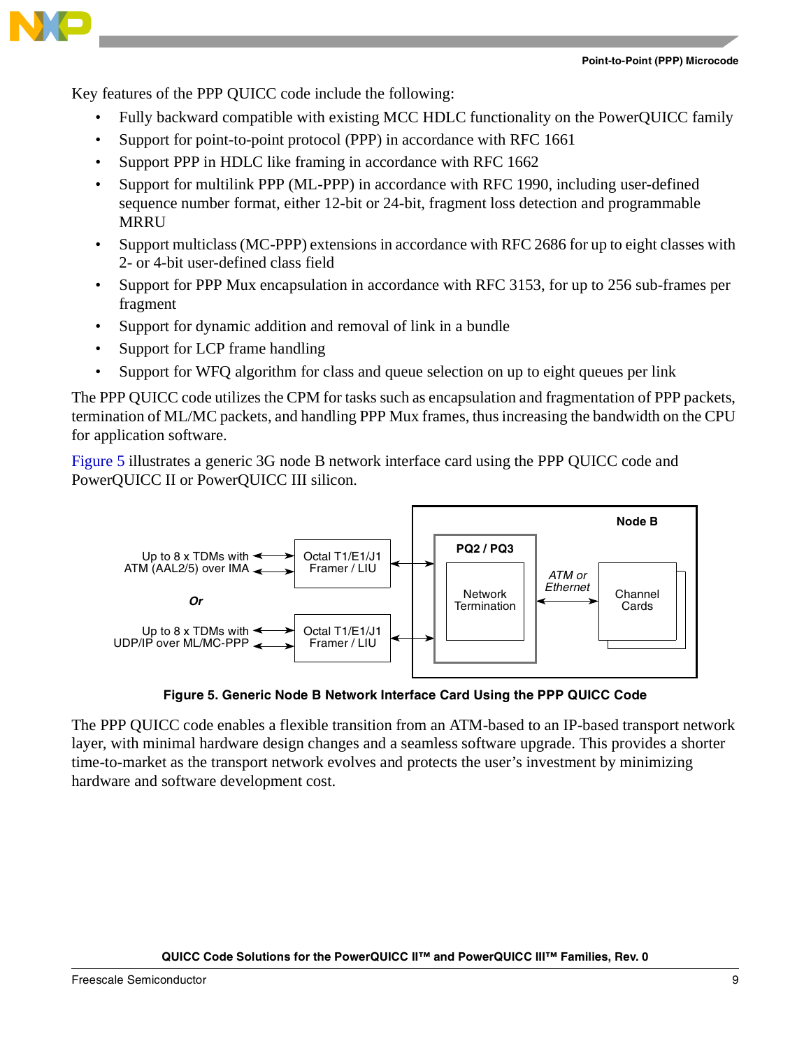Key features of the PPP QUICC code include the following:

- Fully backward compatible with existing MCC HDLC functionality on the PowerQUICC family
- Support for point-to-point protocol (PPP) in accordance with RFC 1661
- Support PPP in HDLC like framing in accordance with RFC 1662
- Support for multilink PPP (ML-PPP) in accordance with RFC 1990, including user-defined sequence number format, either 12-bit or 24-bit, fragment loss detection and programmable MRRU
- Support multiclass (MC-PPP) extensions in accordance with RFC 2686 for up to eight classes with 2- or 4-bit user-defined class field
- Support for PPP Mux encapsulation in accordance with RFC 3153, for up to 256 sub-frames per fragment
- Support for dynamic addition and removal of link in a bundle
- Support for LCP frame handling
- Support for WFQ algorithm for class and queue selection on up to eight queues per link

The PPP QUICC code utilizes the CPM for tasks such as encapsulation and fragmentation of PPP packets, termination of ML/MC packets, and handling PPP Mux frames, thus increasing the bandwidth on the CPU for application software.

Figure 5 illustrates a generic 3G node B network interface card using the PPP QUICC code and PowerQUICC II or PowerQUICC III silicon.

Up to 8 x TDMs with ATM (AAL2/5) over IMA ↔ Octal T1/E1/J1 Framer / LIU ↔ Node B [PQ2 / PQ3: Network Termination ↔ ATM or Ethernet ↔ Channel Cards]

*Or*

Up to 8 x TDMs with UDP/IP over ML/MC-PPP ↔ Octal T1/E1/J1 Framer / LIU ↔ Node B

**Figure 5. Generic Node B Network Interface Card Using the PPP QUICC Code**

The PPP QUICC code enables a flexible transition from an ATM-based to an IP-based transport network layer, with minimal hardware design changes and a seamless software upgrade. This provides a shorter time-to-market as the transport network evolves and protects the user's investment by minimizing hardware and software development cost.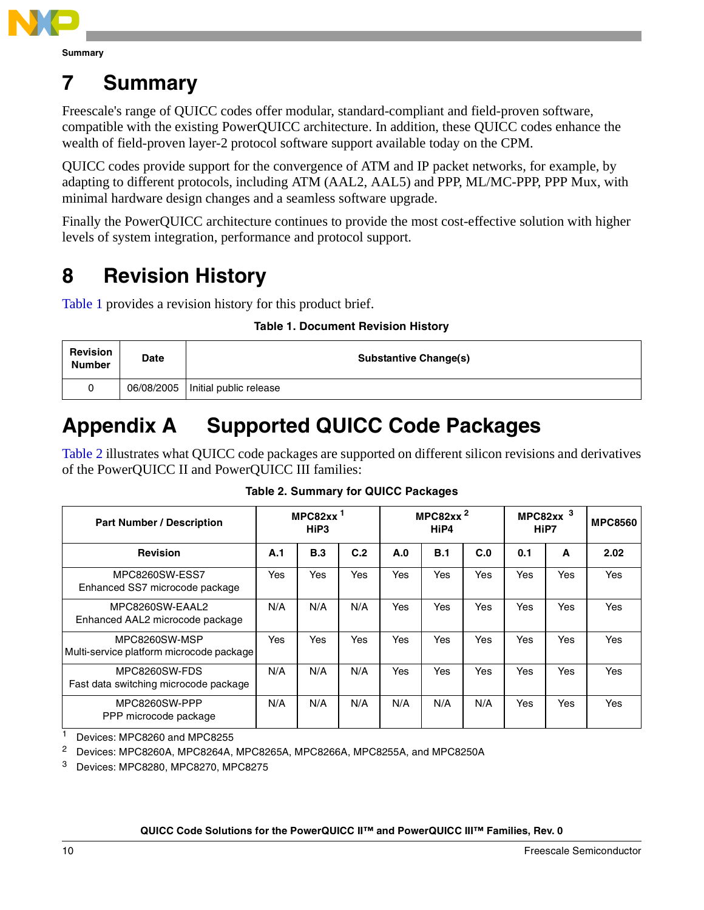# 7 Summary

Freescale's range of QUICC codes offer modular, standard-compliant and field-proven software, compatible with the existing PowerQUICC architecture. In addition, these QUICC codes enhance the wealth of field-proven layer-2 protocol software support available today on the CPM.

QUICC codes provide support for the convergence of ATM and IP packet networks, for example, by adapting to different protocols, including ATM (AAL2, AAL5) and PPP, ML/MC-PPP, PPP Mux, with minimal hardware design changes and a seamless software upgrade.

Finally the PowerQUICC architecture continues to provide the most cost-effective solution with higher levels of system integration, performance and protocol support.

# 8 Revision History

Table 1 provides a revision history for this product brief.

**Table 1. Document Revision History**

| Revision Number | Date | Substantive Change(s) |
|---|---|---|
| 0 | 06/08/2005 | Initial public release |

# Appendix A Supported QUICC Code Packages

Table 2 illustrates what QUICC code packages are supported on different silicon revisions and derivatives of the PowerQUICC II and PowerQUICC III families:

**Table 2. Summary for QUICC Packages**

| Part Number / Description | MPC82xx [1] HiP3 | | | MPC82xx [2] HiP4 | | | MPC82xx [3] HiP7 | | MPC8560 |
|---|---|---|---|---|---|---|---|---|---|
| Revision | A.1 | B.3 | C.2 | A.0 | B.1 | C.0 | 0.1 | A | 2.02 |
| MPC8260SW-ESS7 Enhanced SS7 microcode package | Yes | Yes | Yes | Yes | Yes | Yes | Yes | Yes | Yes |
| MPC8260SW-EAAL2 Enhanced AAL2 microcode package | N/A | N/A | N/A | Yes | Yes | Yes | Yes | Yes | Yes |
| MPC8260SW-MSP Multi-service platform microcode package | Yes | Yes | Yes | Yes | Yes | Yes | Yes | Yes | Yes |
| MPC8260SW-FDS Fast data switching microcode package | N/A | N/A | N/A | Yes | Yes | Yes | Yes | Yes | Yes |
| MPC8260SW-PPP PPP microcode package | N/A | N/A | N/A | N/A | N/A | N/A | Yes | Yes | Yes |

[1] Devices: MPC8260 and MPC8255

[2] Devices: MPC8260A, MPC8264A, MPC8265A, MPC8266A, MPC8255A, and MPC8250A

[3] Devices: MPC8280, MPC8270, MPC8275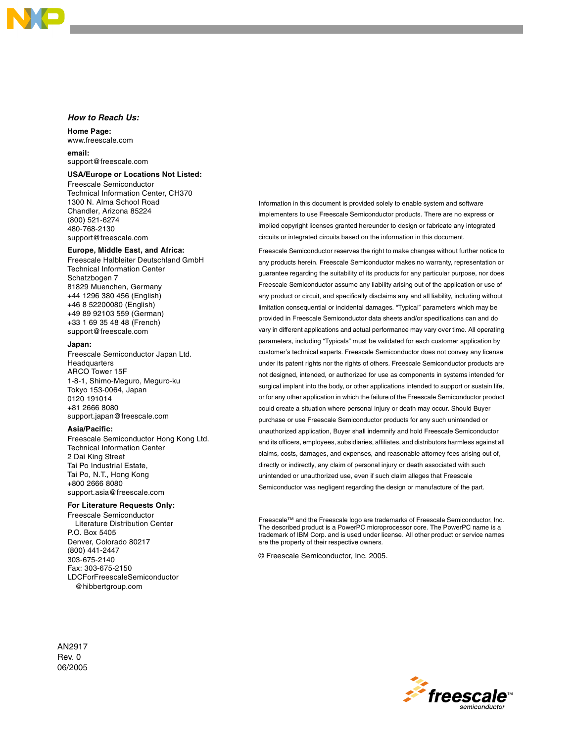***How to Reach Us:***

**Home Page:**
www.freescale.com

**email:**
support@freescale.com

**USA/Europe or Locations Not Listed:**
Freescale Semiconductor
Technical Information Center, CH370
1300 N. Alma School Road
Chandler, Arizona 85224
(800) 521-6274
480-768-2130
support@freescale.com

**Europe, Middle East, and Africa:**
Freescale Halbleiter Deutschland GmbH
Technical Information Center
Schatzbogen 7
81829 Muenchen, Germany
+44 1296 380 456 (English)
+46 8 52200080 (English)
+49 89 92103 559 (German)
+33 1 69 35 48 48 (French)
support@freescale.com

**Japan:**
Freescale Semiconductor Japan Ltd.
Headquarters
ARCO Tower 15F
1-8-1, Shimo-Meguro, Meguro-ku
Tokyo 153-0064, Japan
0120 191014
+81 2666 8080
support.japan@freescale.com

**Asia/Pacific:**
Freescale Semiconductor Hong Kong Ltd.
Technical Information Center
2 Dai King Street
Tai Po Industrial Estate,
Tai Po, N.T., Hong Kong
+800 2666 8080
support.asia@freescale.com

**For Literature Requests Only:**
Freescale Semiconductor
Literature Distribution Center
P.O. Box 5405
Denver, Colorado 80217
(800) 441-2447
303-675-2140
Fax: 303-675-2150
LDCForFreescaleSemiconductor
@hibbertgroup.com

Information in this document is provided solely to enable system and software implementers to use Freescale Semiconductor products. There are no express or implied copyright licenses granted hereunder to design or fabricate any integrated circuits or integrated circuits based on the information in this document.

Freescale Semiconductor reserves the right to make changes without further notice to any products herein. Freescale Semiconductor makes no warranty, representation or guarantee regarding the suitability of its products for any particular purpose, nor does Freescale Semiconductor assume any liability arising out of the application or use of any product or circuit, and specifically disclaims any and all liability, including without limitation consequential or incidental damages. "Typical" parameters which may be provided in Freescale Semiconductor data sheets and/or specifications can and do vary in different applications and actual performance may vary over time. All operating parameters, including "Typicals" must be validated for each customer application by customer's technical experts. Freescale Semiconductor does not convey any license under its patent rights nor the rights of others. Freescale Semiconductor products are not designed, intended, or authorized for use as components in systems intended for surgical implant into the body, or other applications intended to support or sustain life, or for any other application in which the failure of the Freescale Semiconductor product could create a situation where personal injury or death may occur. Should Buyer purchase or use Freescale Semiconductor products for any such unintended or unauthorized application, Buyer shall indemnify and hold Freescale Semiconductor and its officers, employees, subsidiaries, affiliates, and distributors harmless against all claims, costs, damages, and expenses, and reasonable attorney fees arising out of, directly or indirectly, any claim of personal injury or death associated with such unintended or unauthorized use, even if such claim alleges that Freescale Semiconductor was negligent regarding the design or manufacture of the part.

Freescale™ and the Freescale logo are trademarks of Freescale Semiconductor, Inc. The described product is a PowerPC microprocessor core. The PowerPC name is a trademark of IBM Corp. and is used under license. All other product or service names are the property of their respective owners.

© Freescale Semiconductor, Inc. 2005.

AN2917
Rev. 0
06/2005